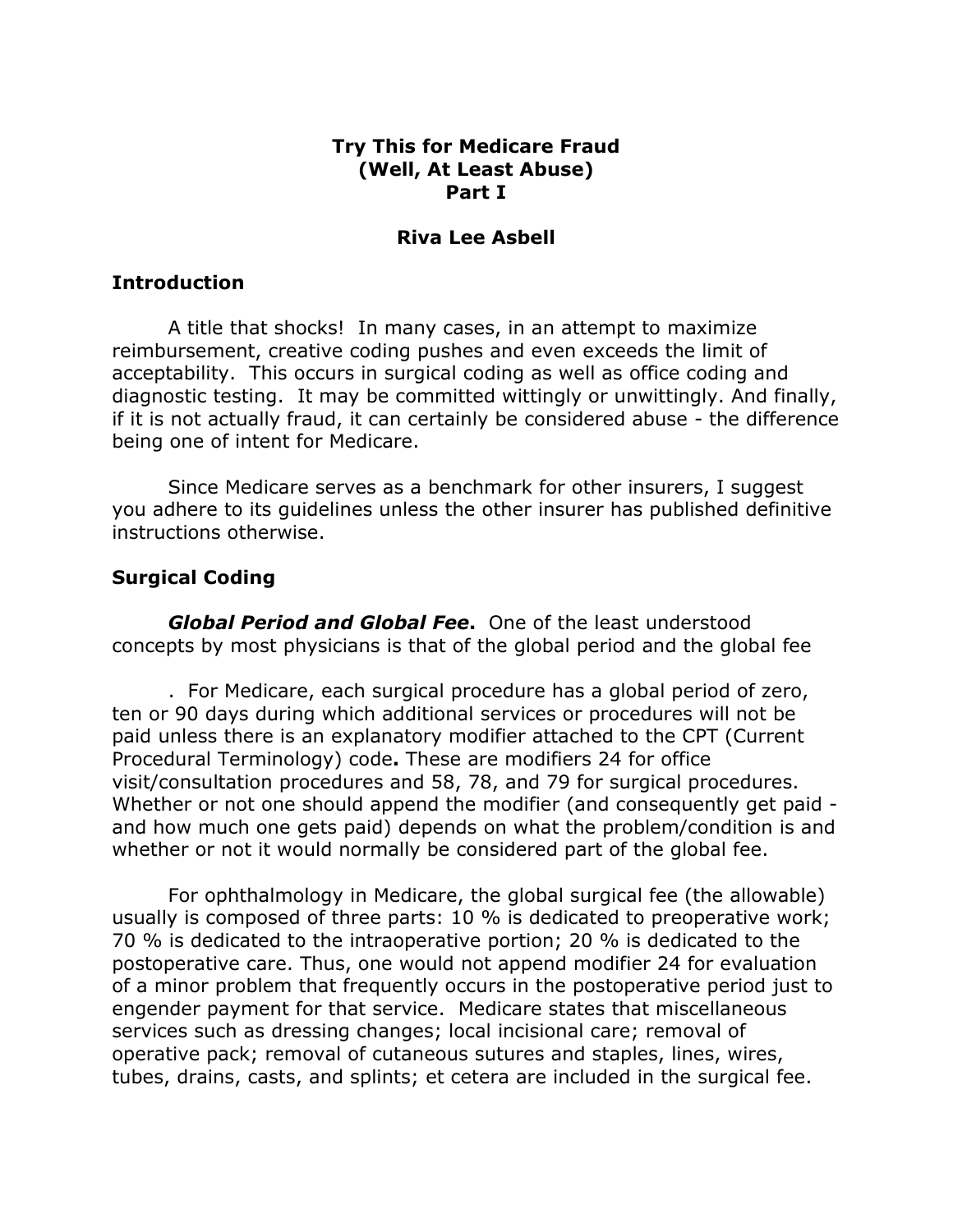# Try This for Medicare Fraud (Well, At Least Abuse) Part I

**Riva Lee Asbell**

## Introduction

A title that shocks! In many cases, in an attempt to maximize reimbursement, creative coding pushes and even exceeds the limit of acceptability. This occurs in surgical coding as well as office coding and diagnostic testing. It may be committed wittingly or unwittingly. And finally, if it is not actually fraud, it can certainly be considered abuse - the difference being one of intent for Medicare.

Since Medicare serves as a benchmark for other insurers, I suggest you adhere to its guidelines unless the other insurer has published definitive instructions otherwise.

## Surgical Coding

***Global Period and Global Fee*.** One of the least understood concepts by most physicians is that of the global period and the global fee

. For Medicare, each surgical procedure has a global period of zero, ten or 90 days during which additional services or procedures will not be paid unless there is an explanatory modifier attached to the CPT (Current Procedural Terminology) code**.** These are modifiers 24 for office visit/consultation procedures and 58, 78, and 79 for surgical procedures. Whether or not one should append the modifier (and consequently get paid - and how much one gets paid) depends on what the problem/condition is and whether or not it would normally be considered part of the global fee.

For ophthalmology in Medicare, the global surgical fee (the allowable) usually is composed of three parts: 10 % is dedicated to preoperative work; 70 % is dedicated to the intraoperative portion; 20 % is dedicated to the postoperative care. Thus, one would not append modifier 24 for evaluation of a minor problem that frequently occurs in the postoperative period just to engender payment for that service. Medicare states that miscellaneous services such as dressing changes; local incisional care; removal of operative pack; removal of cutaneous sutures and staples, lines, wires, tubes, drains, casts, and splints; et cetera are included in the surgical fee.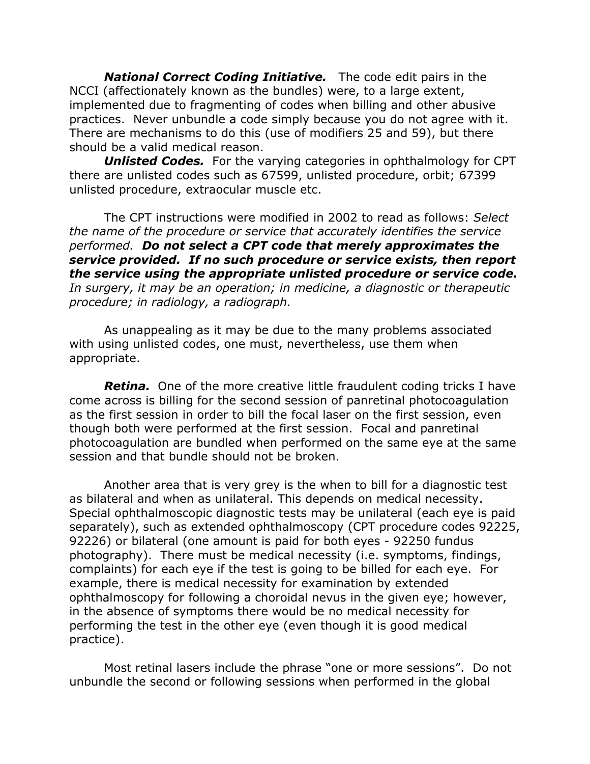***National Correct Coding Initiative.*** The code edit pairs in the NCCI (affectionately known as the bundles) were, to a large extent, implemented due to fragmenting of codes when billing and other abusive practices. Never unbundle a code simply because you do not agree with it. There are mechanisms to do this (use of modifiers 25 and 59), but there should be a valid medical reason.

***Unlisted Codes.*** For the varying categories in ophthalmology for CPT there are unlisted codes such as 67599, unlisted procedure, orbit; 67399 unlisted procedure, extraocular muscle etc.

The CPT instructions were modified in 2002 to read as follows: *Select the name of the procedure or service that accurately identifies the service performed.* ***Do not select a CPT code that merely approximates the service provided. If no such procedure or service exists, then report the service using the appropriate unlisted procedure or service code.*** *In surgery, it may be an operation; in medicine, a diagnostic or therapeutic procedure; in radiology, a radiograph.*

As unappealing as it may be due to the many problems associated with using unlisted codes, one must, nevertheless, use them when appropriate.

***Retina.*** One of the more creative little fraudulent coding tricks I have come across is billing for the second session of panretinal photocoagulation as the first session in order to bill the focal laser on the first session, even though both were performed at the first session. Focal and panretinal photocoagulation are bundled when performed on the same eye at the same session and that bundle should not be broken.

Another area that is very grey is the when to bill for a diagnostic test as bilateral and when as unilateral. This depends on medical necessity. Special ophthalmoscopic diagnostic tests may be unilateral (each eye is paid separately), such as extended ophthalmoscopy (CPT procedure codes 92225, 92226) or bilateral (one amount is paid for both eyes - 92250 fundus photography). There must be medical necessity (i.e. symptoms, findings, complaints) for each eye if the test is going to be billed for each eye. For example, there is medical necessity for examination by extended ophthalmoscopy for following a choroidal nevus in the given eye; however, in the absence of symptoms there would be no medical necessity for performing the test in the other eye (even though it is good medical practice).

Most retinal lasers include the phrase "one or more sessions". Do not unbundle the second or following sessions when performed in the global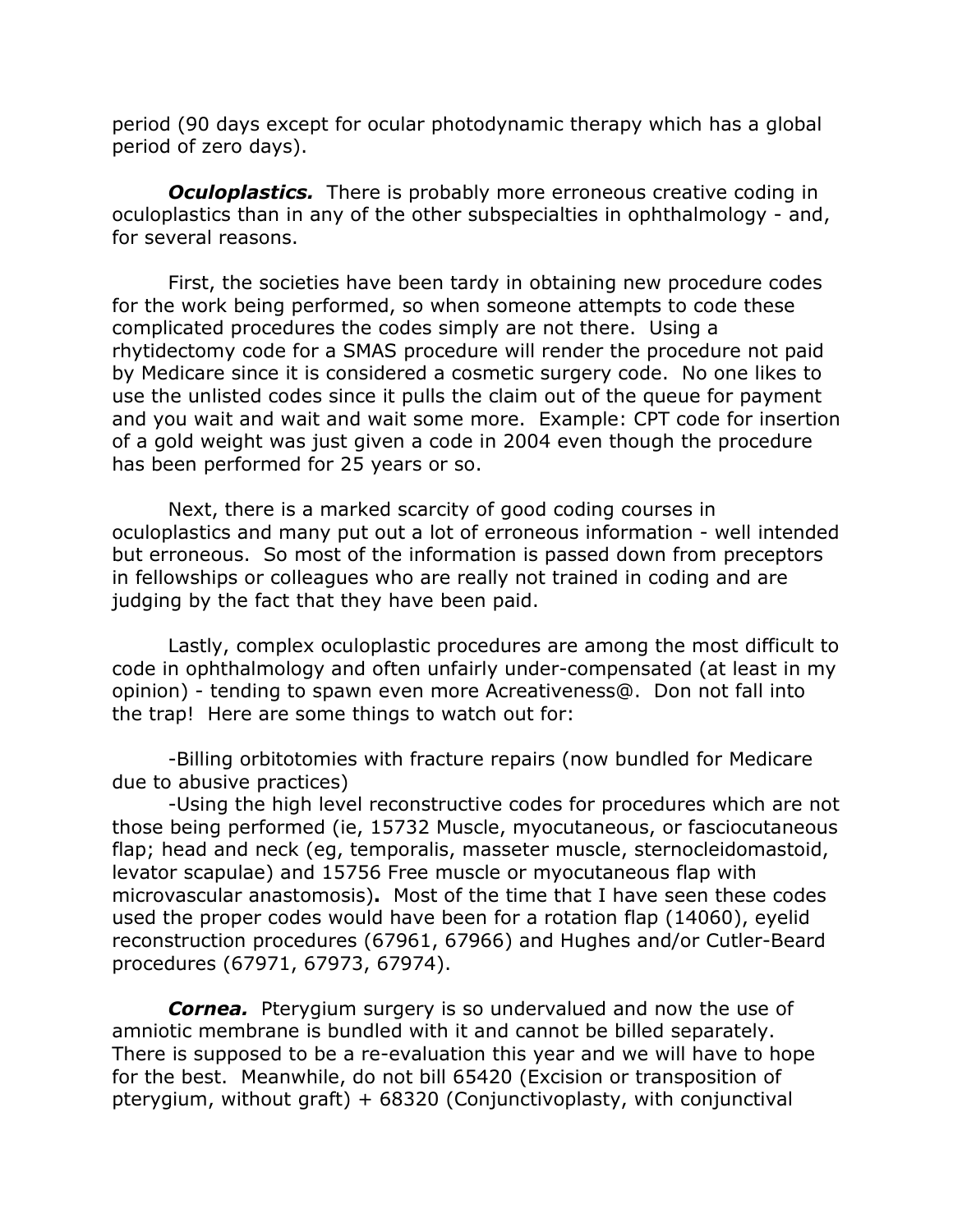period (90 days except for ocular photodynamic therapy which has a global period of zero days).

***Oculoplastics.*** There is probably more erroneous creative coding in oculoplastics than in any of the other subspecialties in ophthalmology - and, for several reasons.

First, the societies have been tardy in obtaining new procedure codes for the work being performed, so when someone attempts to code these complicated procedures the codes simply are not there. Using a rhytidectomy code for a SMAS procedure will render the procedure not paid by Medicare since it is considered a cosmetic surgery code. No one likes to use the unlisted codes since it pulls the claim out of the queue for payment and you wait and wait and wait some more. Example: CPT code for insertion of a gold weight was just given a code in 2004 even though the procedure has been performed for 25 years or so.

Next, there is a marked scarcity of good coding courses in oculoplastics and many put out a lot of erroneous information - well intended but erroneous. So most of the information is passed down from preceptors in fellowships or colleagues who are really not trained in coding and are judging by the fact that they have been paid.

Lastly, complex oculoplastic procedures are among the most difficult to code in ophthalmology and often unfairly under-compensated (at least in my opinion) - tending to spawn even more Acreativeness@. Don not fall into the trap! Here are some things to watch out for:

-Billing orbitotomies with fracture repairs (now bundled for Medicare due to abusive practices)

-Using the high level reconstructive codes for procedures which are not those being performed (ie, 15732 Muscle, myocutaneous, or fasciocutaneous flap; head and neck (eg, temporalis, masseter muscle, sternocleidomastoid, levator scapulae) and 15756 Free muscle or myocutaneous flap with microvascular anastomosis)**.** Most of the time that I have seen these codes used the proper codes would have been for a rotation flap (14060), eyelid reconstruction procedures (67961, 67966) and Hughes and/or Cutler-Beard procedures (67971, 67973, 67974).

***Cornea.*** Pterygium surgery is so undervalued and now the use of amniotic membrane is bundled with it and cannot be billed separately. There is supposed to be a re-evaluation this year and we will have to hope for the best. Meanwhile, do not bill 65420 (Excision or transposition of pterygium, without graft) + 68320 (Conjunctivoplasty, with conjunctival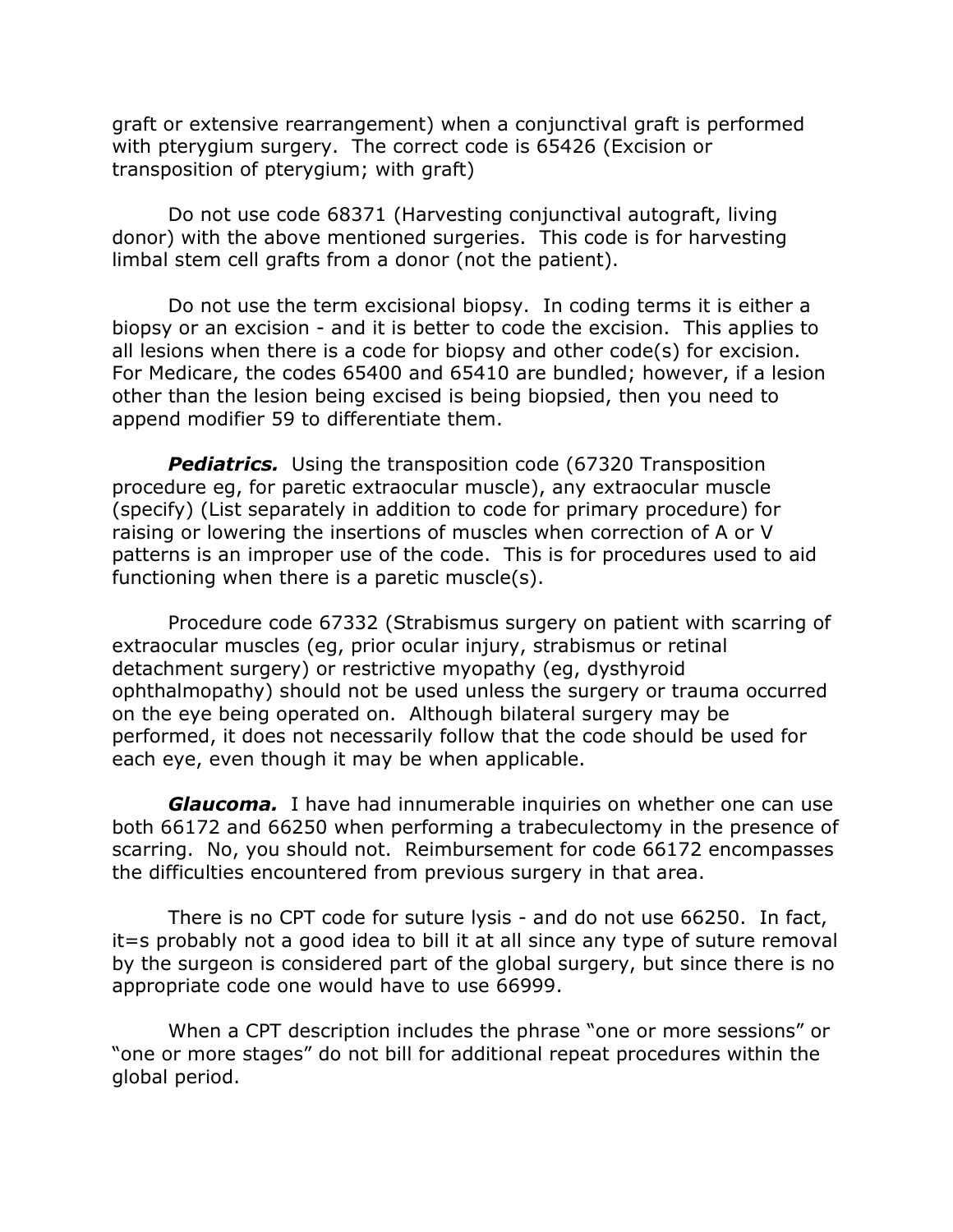graft or extensive rearrangement) when a conjunctival graft is performed with pterygium surgery. The correct code is 65426 (Excision or transposition of pterygium; with graft)

Do not use code 68371 (Harvesting conjunctival autograft, living donor) with the above mentioned surgeries. This code is for harvesting limbal stem cell grafts from a donor (not the patient).

Do not use the term excisional biopsy. In coding terms it is either a biopsy or an excision - and it is better to code the excision. This applies to all lesions when there is a code for biopsy and other code(s) for excision. For Medicare, the codes 65400 and 65410 are bundled; however, if a lesion other than the lesion being excised is being biopsied, then you need to append modifier 59 to differentiate them.

***Pediatrics.*** Using the transposition code (67320 Transposition procedure eg, for paretic extraocular muscle), any extraocular muscle (specify) (List separately in addition to code for primary procedure) for raising or lowering the insertions of muscles when correction of A or V patterns is an improper use of the code. This is for procedures used to aid functioning when there is a paretic muscle(s).

Procedure code 67332 (Strabismus surgery on patient with scarring of extraocular muscles (eg, prior ocular injury, strabismus or retinal detachment surgery) or restrictive myopathy (eg, dysthyroid ophthalmopathy) should not be used unless the surgery or trauma occurred on the eye being operated on. Although bilateral surgery may be performed, it does not necessarily follow that the code should be used for each eye, even though it may be when applicable.

***Glaucoma.*** I have had innumerable inquiries on whether one can use both 66172 and 66250 when performing a trabeculectomy in the presence of scarring. No, you should not. Reimbursement for code 66172 encompasses the difficulties encountered from previous surgery in that area.

There is no CPT code for suture lysis - and do not use 66250. In fact, it=s probably not a good idea to bill it at all since any type of suture removal by the surgeon is considered part of the global surgery, but since there is no appropriate code one would have to use 66999.

When a CPT description includes the phrase "one or more sessions" or "one or more stages" do not bill for additional repeat procedures within the global period.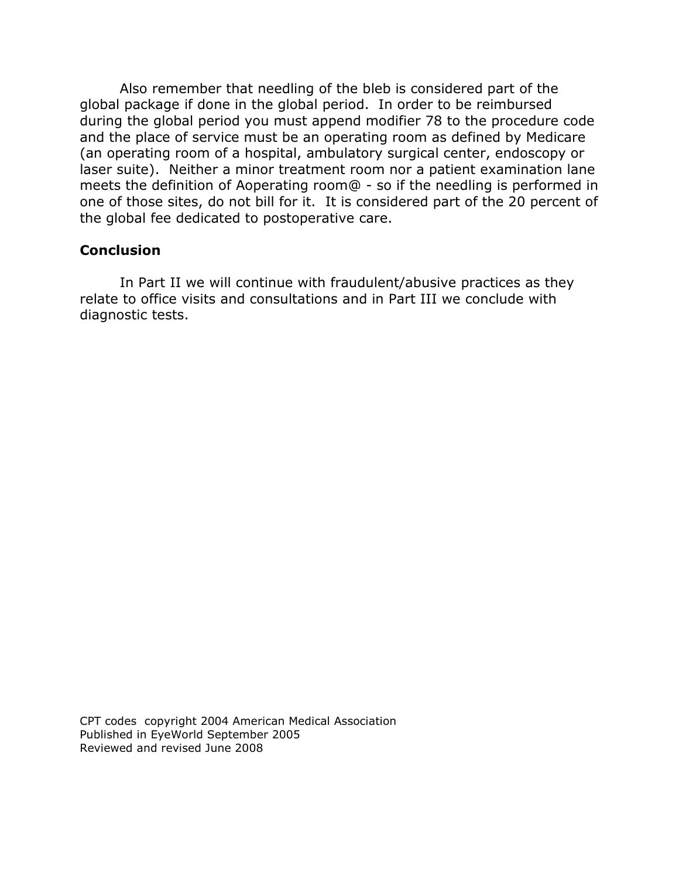Also remember that needling of the bleb is considered part of the global package if done in the global period. In order to be reimbursed during the global period you must append modifier 78 to the procedure code and the place of service must be an operating room as defined by Medicare (an operating room of a hospital, ambulatory surgical center, endoscopy or laser suite). Neither a minor treatment room nor a patient examination lane meets the definition of Aoperating room@ - so if the needling is performed in one of those sites, do not bill for it. It is considered part of the 20 percent of the global fee dedicated to postoperative care.

## Conclusion

In Part II we will continue with fraudulent/abusive practices as they relate to office visits and consultations and in Part III we conclude with diagnostic tests.

CPT codes copyright 2004 American Medical Association
Published in EyeWorld September 2005
Reviewed and revised June 2008